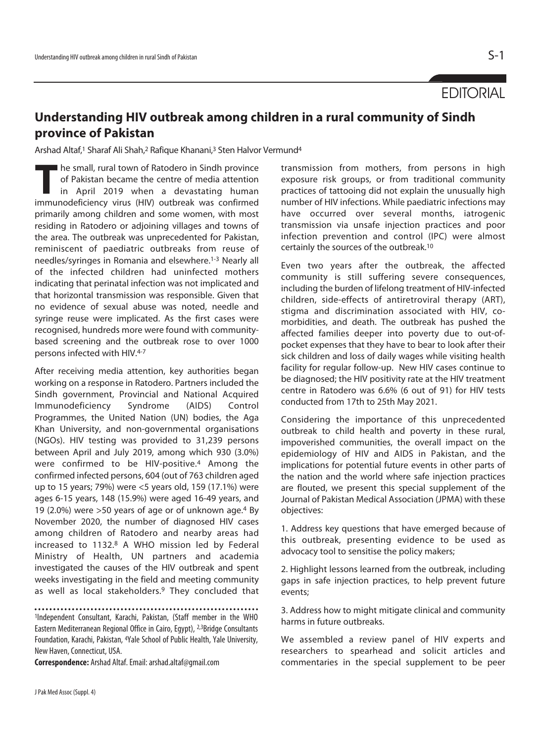EDITORIAL

# Understanding HIV outbreak among children in a rural community of Sindh province of Pakistan

Arshad Altaf,[1] Sharaf Ali Shah,[2] Rafique Khanani,[3] Sten Halvor Vermund[4]

The small, rural town of Ratodero in Sindh province of Pakistan became the centre of media attention in April 2019 when a devastating human immunodeficiency virus (HIV) outbreak was confirmed primarily among children and some women, with most residing in Ratodero or adjoining villages and towns of the area. The outbreak was unprecedented for Pakistan, reminiscent of paediatric outbreaks from reuse of needles/syringes in Romania and elsewhere.[1-3] Nearly all of the infected children had uninfected mothers indicating that perinatal infection was not implicated and that horizontal transmission was responsible. Given that no evidence of sexual abuse was noted, needle and syringe reuse were implicated. As the first cases were recognised, hundreds more were found with community-based screening and the outbreak rose to over 1000 persons infected with HIV.[4-7]

After receiving media attention, key authorities began working on a response in Ratodero. Partners included the Sindh government, Provincial and National Acquired Immunodeficiency Syndrome (AIDS) Control Programmes, the United Nation (UN) bodies, the Aga Khan University, and non-governmental organisations (NGOs). HIV testing was provided to 31,239 persons between April and July 2019, among which 930 (3.0%) were confirmed to be HIV-positive.[4] Among the confirmed infected persons, 604 (out of 763 children aged up to 15 years; 79%) were <5 years old, 159 (17.1%) were ages 6-15 years, 148 (15.9%) were aged 16-49 years, and 19 (2.0%) were >50 years of age or of unknown age.[4] By November 2020, the number of diagnosed HIV cases among children of Ratodero and nearby areas had increased to 1132.[8] A WHO mission led by Federal Ministry of Health, UN partners and academia investigated the causes of the HIV outbreak and spent weeks investigating in the field and meeting community as well as local stakeholders.[9] They concluded that transmission from mothers, from persons in high exposure risk groups, or from traditional community practices of tattooing did not explain the unusually high number of HIV infections. While paediatric infections may have occurred over several months, iatrogenic transmission via unsafe injection practices and poor infection prevention and control (IPC) were almost certainly the sources of the outbreak.[10]

Even two years after the outbreak, the affected community is still suffering severe consequences, including the burden of lifelong treatment of HIV-infected children, side-effects of antiretroviral therapy (ART), stigma and discrimination associated with HIV, co-morbidities, and death. The outbreak has pushed the affected families deeper into poverty due to out-of-pocket expenses that they have to bear to look after their sick children and loss of daily wages while visiting health facility for regular follow-up. New HIV cases continue to be diagnosed; the HIV positivity rate at the HIV treatment centre in Ratodero was 6.6% (6 out of 91) for HIV tests conducted from 17th to 25th May 2021.

Considering the importance of this unprecedented outbreak to child health and poverty in these rural, impoverished communities, the overall impact on the epidemiology of HIV and AIDS in Pakistan, and the implications for potential future events in other parts of the nation and the world where safe injection practices are flouted, we present this special supplement of the Journal of Pakistan Medical Association (JPMA) with these objectives:

1. Address key questions that have emerged because of this outbreak, presenting evidence to be used as advocacy tool to sensitise the policy makers;

2. Highlight lessons learned from the outbreak, including gaps in safe injection practices, to help prevent future events;

3. Address how to might mitigate clinical and community harms in future outbreaks.

We assembled a review panel of HIV experts and researchers to spearhead and solicit articles and commentaries in the special supplement to be peer

---

[1]Independent Consultant, Karachi, Pakistan, (Staff member in the WHO Eastern Mediterranean Regional Office in Cairo, Egypt), [2,3]Bridge Consultants Foundation, Karachi, Pakistan, [4]Yale School of Public Health, Yale University, New Haven, Connecticut, USA.

**Correspondence:** Arshad Altaf. Email: arshad.altaf@gmail.com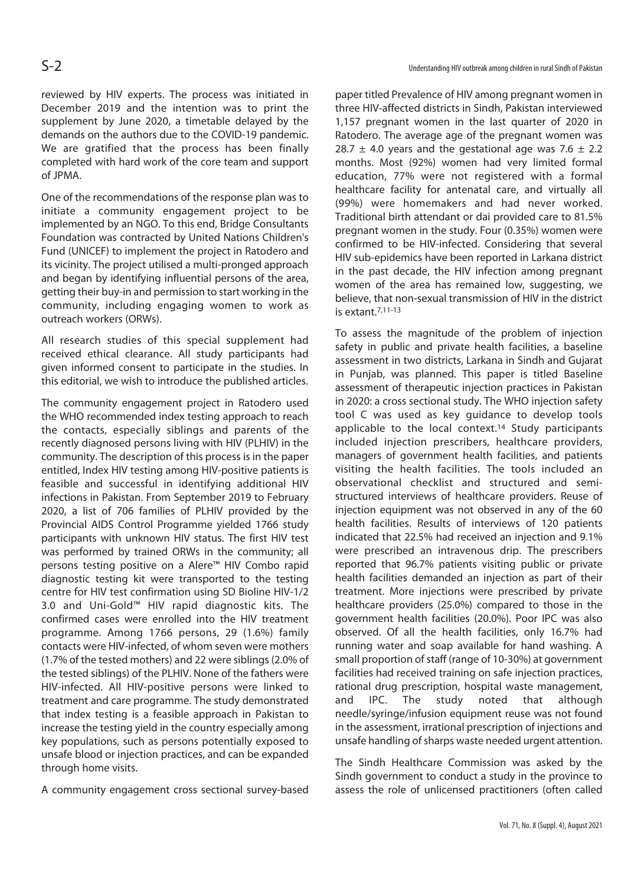reviewed by HIV experts. The process was initiated in December 2019 and the intention was to print the supplement by June 2020, a timetable delayed by the demands on the authors due to the COVID-19 pandemic. We are gratified that the process has been finally completed with hard work of the core team and support of JPMA.

One of the recommendations of the response plan was to initiate a community engagement project to be implemented by an NGO. To this end, Bridge Consultants Foundation was contracted by United Nations Children's Fund (UNICEF) to implement the project in Ratodero and its vicinity. The project utilised a multi-pronged approach and began by identifying influential persons of the area, getting their buy-in and permission to start working in the community, including engaging women to work as outreach workers (ORWs).

All research studies of this special supplement had received ethical clearance. All study participants had given informed consent to participate in the studies. In this editorial, we wish to introduce the published articles.

The community engagement project in Ratodero used the WHO recommended index testing approach to reach the contacts, especially siblings and parents of the recently diagnosed persons living with HIV (PLHIV) in the community. The description of this process is in the paper entitled, Index HIV testing among HIV-positive patients is feasible and successful in identifying additional HIV infections in Pakistan. From September 2019 to February 2020, a list of 706 families of PLHIV provided by the Provincial AIDS Control Programme yielded 1766 study participants with unknown HIV status. The first HIV test was performed by trained ORWs in the community; all persons testing positive on a Alere™ HIV Combo rapid diagnostic testing kit were transported to the testing centre for HIV test confirmation using SD Bioline HIV-1/2 3.0 and Uni-Gold™ HIV rapid diagnostic kits. The confirmed cases were enrolled into the HIV treatment programme. Among 1766 persons, 29 (1.6%) family contacts were HIV-infected, of whom seven were mothers (1.7% of the tested mothers) and 22 were siblings (2.0% of the tested siblings) of the PLHIV. None of the fathers were HIV-infected. All HIV-positive persons were linked to treatment and care programme. The study demonstrated that index testing is a feasible approach in Pakistan to increase the testing yield in the country especially among key populations, such as persons potentially exposed to unsafe blood or injection practices, and can be expanded through home visits.

A community engagement cross sectional survey-based paper titled Prevalence of HIV among pregnant women in three HIV-affected districts in Sindh, Pakistan interviewed 1,157 pregnant women in the last quarter of 2020 in Ratodero. The average age of the pregnant women was $28.7 \pm 4.0$ years and the gestational age was $7.6 \pm 2.2$ months. Most (92%) women had very limited formal education, 77% were not registered with a formal healthcare facility for antenatal care, and virtually all (99%) were homemakers and had never worked. Traditional birth attendant or dai provided care to 81.5% pregnant women in the study. Four (0.35%) women were confirmed to be HIV-infected. Considering that several HIV sub-epidemics have been reported in Larkana district in the past decade, the HIV infection among pregnant women of the area has remained low, suggesting, we believe, that non-sexual transmission of HIV in the district is extant.[7,11-13]

To assess the magnitude of the problem of injection safety in public and private health facilities, a baseline assessment in two districts, Larkana in Sindh and Gujarat in Punjab, was planned. This paper is titled Baseline assessment of therapeutic injection practices in Pakistan in 2020: a cross sectional study. The WHO injection safety tool C was used as key guidance to develop tools applicable to the local context.[14] Study participants included injection prescribers, healthcare providers, managers of government health facilities, and patients visiting the health facilities. The tools included an observational checklist and structured and semi-structured interviews of healthcare providers. Reuse of injection equipment was not observed in any of the 60 health facilities. Results of interviews of 120 patients indicated that 22.5% had received an injection and 9.1% were prescribed an intravenous drip. The prescribers reported that 96.7% patients visiting public or private health facilities demanded an injection as part of their treatment. More injections were prescribed by private healthcare providers (25.0%) compared to those in the government health facilities (20.0%). Poor IPC was also observed. Of all the health facilities, only 16.7% had running water and soap available for hand washing. A small proportion of staff (range of 10-30%) at government facilities had received training on safe injection practices, rational drug prescription, hospital waste management, and IPC. The study noted that although needle/syringe/infusion equipment reuse was not found in the assessment, irrational prescription of injections and unsafe handling of sharps waste needed urgent attention.

The Sindh Healthcare Commission was asked by the Sindh government to conduct a study in the province to assess the role of unlicensed practitioners (often called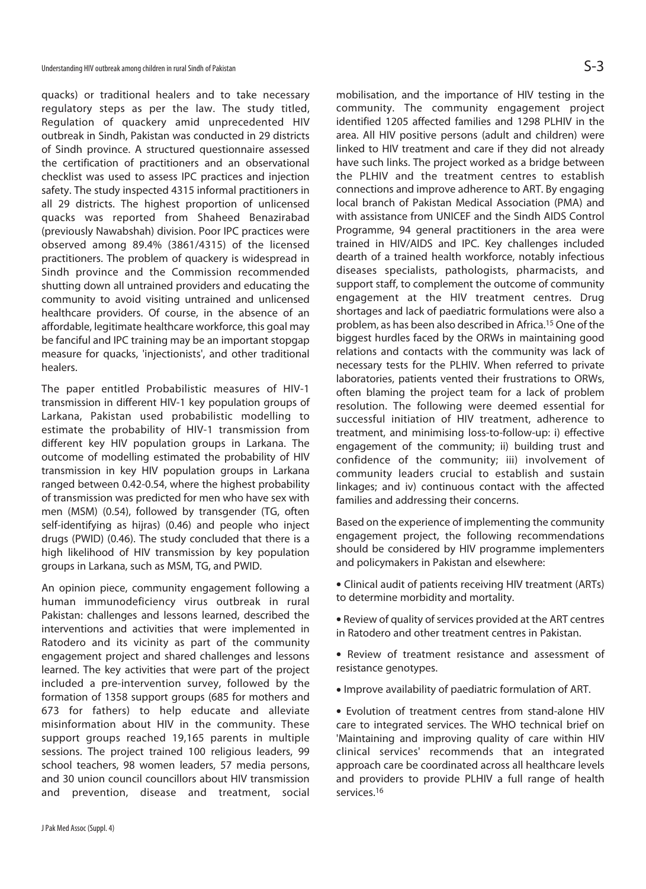quacks) or traditional healers and to take necessary regulatory steps as per the law. The study titled, Regulation of quackery amid unprecedented HIV outbreak in Sindh, Pakistan was conducted in 29 districts of Sindh province. A structured questionnaire assessed the certification of practitioners and an observational checklist was used to assess IPC practices and injection safety. The study inspected 4315 informal practitioners in all 29 districts. The highest proportion of unlicensed quacks was reported from Shaheed Benazirabad (previously Nawabshah) division. Poor IPC practices were observed among 89.4% (3861/4315) of the licensed practitioners. The problem of quackery is widespread in Sindh province and the Commission recommended shutting down all untrained providers and educating the community to avoid visiting untrained and unlicensed healthcare providers. Of course, in the absence of an affordable, legitimate healthcare workforce, this goal may be fanciful and IPC training may be an important stopgap measure for quacks, 'injectionists', and other traditional healers.

The paper entitled Probabilistic measures of HIV-1 transmission in different HIV-1 key population groups of Larkana, Pakistan used probabilistic modelling to estimate the probability of HIV-1 transmission from different key HIV population groups in Larkana. The outcome of modelling estimated the probability of HIV transmission in key HIV population groups in Larkana ranged between 0.42-0.54, where the highest probability of transmission was predicted for men who have sex with men (MSM) (0.54), followed by transgender (TG, often self-identifying as hijras) (0.46) and people who inject drugs (PWID) (0.46). The study concluded that there is a high likelihood of HIV transmission by key population groups in Larkana, such as MSM, TG, and PWID.

An opinion piece, community engagement following a human immunodeficiency virus outbreak in rural Pakistan: challenges and lessons learned, described the interventions and activities that were implemented in Ratodero and its vicinity as part of the community engagement project and shared challenges and lessons learned. The key activities that were part of the project included a pre-intervention survey, followed by the formation of 1358 support groups (685 for mothers and 673 for fathers) to help educate and alleviate misinformation about HIV in the community. These support groups reached 19,165 parents in multiple sessions. The project trained 100 religious leaders, 99 school teachers, 98 women leaders, 57 media persons, and 30 union council councillors about HIV transmission and prevention, disease and treatment, social mobilisation, and the importance of HIV testing in the community. The community engagement project identified 1205 affected families and 1298 PLHIV in the area. All HIV positive persons (adult and children) were linked to HIV treatment and care if they did not already have such links. The project worked as a bridge between the PLHIV and the treatment centres to establish connections and improve adherence to ART. By engaging local branch of Pakistan Medical Association (PMA) and with assistance from UNICEF and the Sindh AIDS Control Programme, 94 general practitioners in the area were trained in HIV/AIDS and IPC. Key challenges included dearth of a trained health workforce, notably infectious diseases specialists, pathologists, pharmacists, and support staff, to complement the outcome of community engagement at the HIV treatment centres. Drug shortages and lack of paediatric formulations were also a problem, as has been also described in Africa.[15] One of the biggest hurdles faced by the ORWs in maintaining good relations and contacts with the community was lack of necessary tests for the PLHIV. When referred to private laboratories, patients vented their frustrations to ORWs, often blaming the project team for a lack of problem resolution. The following were deemed essential for successful initiation of HIV treatment, adherence to treatment, and minimising loss-to-follow-up: i) effective engagement of the community; ii) building trust and confidence of the community; iii) involvement of community leaders crucial to establish and sustain linkages; and iv) continuous contact with the affected families and addressing their concerns.

Based on the experience of implementing the community engagement project, the following recommendations should be considered by HIV programme implementers and policymakers in Pakistan and elsewhere:

- Clinical audit of patients receiving HIV treatment (ARTs) to determine morbidity and mortality.
- Review of quality of services provided at the ART centres in Ratodero and other treatment centres in Pakistan.
- Review of treatment resistance and assessment of resistance genotypes.
- Improve availability of paediatric formulation of ART.
- Evolution of treatment centres from stand-alone HIV care to integrated services. The WHO technical brief on 'Maintaining and improving quality of care within HIV clinical services' recommends that an integrated approach care be coordinated across all healthcare levels and providers to provide PLHIV a full range of health services.[16]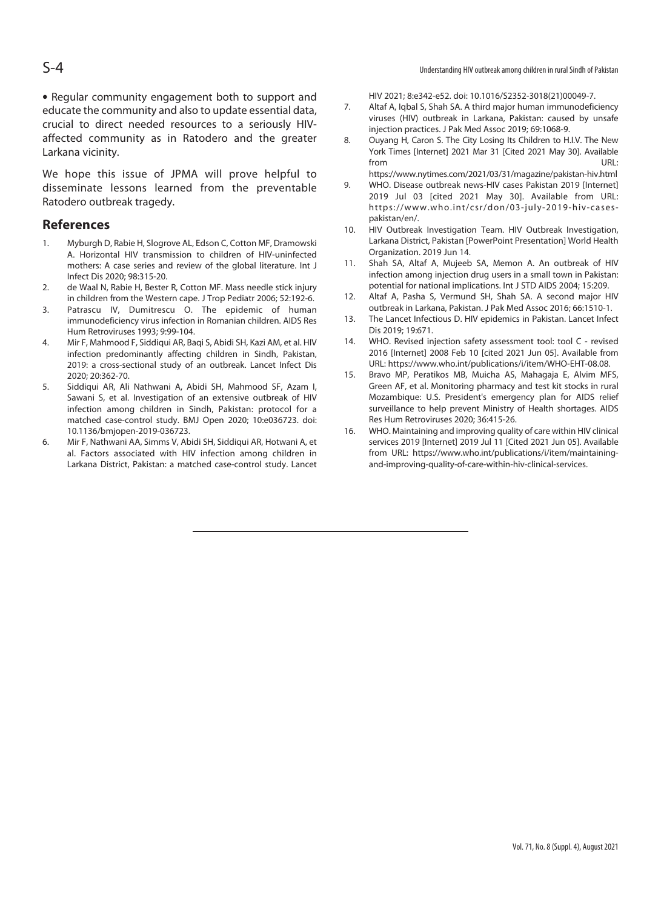- Regular community engagement both to support and educate the community and also to update essential data, crucial to direct needed resources to a seriously HIV-affected community as in Ratodero and the greater Larkana vicinity.

We hope this issue of JPMA will prove helpful to disseminate lessons learned from the preventable Ratodero outbreak tragedy.

## References

1. Myburgh D, Rabie H, Slogrove AL, Edson C, Cotton MF, Dramowski A. Horizontal HIV transmission to children of HIV-uninfected mothers: A case series and review of the global literature. Int J Infect Dis 2020; 98:315-20.
2. de Waal N, Rabie H, Bester R, Cotton MF. Mass needle stick injury in children from the Western cape. J Trop Pediatr 2006; 52:192-6.
3. Patrascu IV, Dumitrescu O. The epidemic of human immunodeficiency virus infection in Romanian children. AIDS Res Hum Retroviruses 1993; 9:99-104.
4. Mir F, Mahmood F, Siddiqui AR, Baqi S, Abidi SH, Kazi AM, et al. HIV infection predominantly affecting children in Sindh, Pakistan, 2019: a cross-sectional study of an outbreak. Lancet Infect Dis 2020; 20:362-70.
5. Siddiqui AR, Ali Nathwani A, Abidi SH, Mahmood SF, Azam I, Sawani S, et al. Investigation of an extensive outbreak of HIV infection among children in Sindh, Pakistan: protocol for a matched case-control study. BMJ Open 2020; 10:e036723. doi: 10.1136/bmjopen-2019-036723.
6. Mir F, Nathwani AA, Simms V, Abidi SH, Siddiqui AR, Hotwani A, et al. Factors associated with HIV infection among children in Larkana District, Pakistan: a matched case-control study. Lancet HIV 2021; 8:e342-e52. doi: 10.1016/S2352-3018(21)00049-7.
7. Altaf A, Iqbal S, Shah SA. A third major human immunodeficiency viruses (HIV) outbreak in Larkana, Pakistan: caused by unsafe injection practices. J Pak Med Assoc 2019; 69:1068-9.
8. Ouyang H, Caron S. The City Losing Its Children to H.I.V. The New York Times [Internet] 2021 Mar 31 [Cited 2021 May 30]. Available from URL: https://www.nytimes.com/2021/03/31/magazine/pakistan-hiv.html
9. WHO. Disease outbreak news-HIV cases Pakistan 2019 [Internet] 2019 Jul 03 [cited 2021 May 30]. Available from URL: https://www.who.int/csr/don/03-july-2019-hiv-cases-pakistan/en/.
10. HIV Outbreak Investigation Team. HIV Outbreak Investigation, Larkana District, Pakistan [PowerPoint Presentation] World Health Organization. 2019 Jun 14.
11. Shah SA, Altaf A, Mujeeb SA, Memon A. An outbreak of HIV infection among injection drug users in a small town in Pakistan: potential for national implications. Int J STD AIDS 2004; 15:209.
12. Altaf A, Pasha S, Vermund SH, Shah SA. A second major HIV outbreak in Larkana, Pakistan. J Pak Med Assoc 2016; 66:1510-1.
13. The Lancet Infectious D. HIV epidemics in Pakistan. Lancet Infect Dis 2019; 19:671.
14. WHO. Revised injection safety assessment tool: tool C - revised 2016 [Internet] 2008 Feb 10 [cited 2021 Jun 05]. Available from URL: https://www.who.int/publications/i/item/WHO-EHT-08.08.
15. Bravo MP, Peratikos MB, Muicha AS, Mahagaja E, Alvim MFS, Green AF, et al. Monitoring pharmacy and test kit stocks in rural Mozambique: U.S. President's emergency plan for AIDS relief surveillance to help prevent Ministry of Health shortages. AIDS Res Hum Retroviruses 2020; 36:415-26.
16. WHO. Maintaining and improving quality of care within HIV clinical services 2019 [Internet] 2019 Jul 11 [Cited 2021 Jun 05]. Available from URL: https://www.who.int/publications/i/item/maintaining-and-improving-quality-of-care-within-hiv-clinical-services.